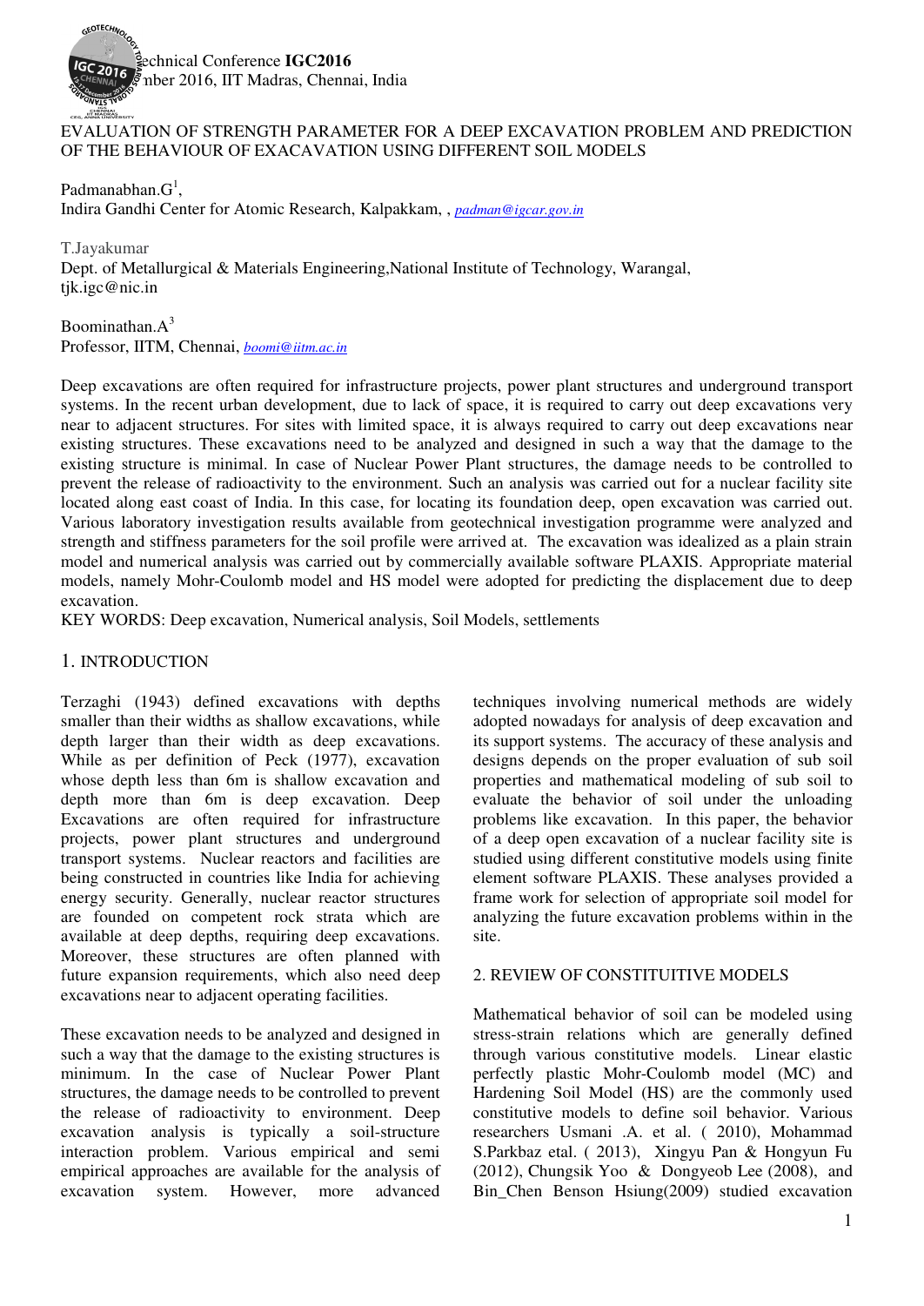# EVALUATION OF STRENGTH PARAMETER FOR A DEEP EXCAVATION PROBLEM AND PREDICTION OF THE BEHAVIOUR OF EXACAVATION USING DIFFERENT SOIL MODELS

Padmanabhan.G[1],
Indira Gandhi Center for Atomic Research, Kalpakkam, , *padman@igcar.gov.in*

T.Jayakumar
Dept. of Metallurgical & Materials Engineering,National Institute of Technology, Warangal, tjk.igc@nic.in

Boominathan.A[3]
Professor, IITM, Chennai, *boomi@iitm.ac.in*

Deep excavations are often required for infrastructure projects, power plant structures and underground transport systems. In the recent urban development, due to lack of space, it is required to carry out deep excavations very near to adjacent structures. For sites with limited space, it is always required to carry out deep excavations near existing structures. These excavations need to be analyzed and designed in such a way that the damage to the existing structure is minimal. In case of Nuclear Power Plant structures, the damage needs to be controlled to prevent the release of radioactivity to the environment. Such an analysis was carried out for a nuclear facility site located along east coast of India. In this case, for locating its foundation deep, open excavation was carried out. Various laboratory investigation results available from geotechnical investigation programme were analyzed and strength and stiffness parameters for the soil profile were arrived at. The excavation was idealized as a plain strain model and numerical analysis was carried out by commercially available software PLAXIS. Appropriate material models, namely Mohr-Coulomb model and HS model were adopted for predicting the displacement due to deep excavation.

KEY WORDS: Deep excavation, Numerical analysis, Soil Models, settlements

## 1. INTRODUCTION

Terzaghi (1943) defined excavations with depths smaller than their widths as shallow excavations, while depth larger than their width as deep excavations. While as per definition of Peck (1977), excavation whose depth less than 6m is shallow excavation and depth more than 6m is deep excavation. Deep Excavations are often required for infrastructure projects, power plant structures and underground transport systems. Nuclear reactors and facilities are being constructed in countries like India for achieving energy security. Generally, nuclear reactor structures are founded on competent rock strata which are available at deep depths, requiring deep excavations. Moreover, these structures are often planned with future expansion requirements, which also need deep excavations near to adjacent operating facilities.

These excavation needs to be analyzed and designed in such a way that the damage to the existing structures is minimum. In the case of Nuclear Power Plant structures, the damage needs to be controlled to prevent the release of radioactivity to environment. Deep excavation analysis is typically a soil-structure interaction problem. Various empirical and semi empirical approaches are available for the analysis of excavation system. However, more advanced techniques involving numerical methods are widely adopted nowadays for analysis of deep excavation and its support systems. The accuracy of these analysis and designs depends on the proper evaluation of sub soil properties and mathematical modeling of sub soil to evaluate the behavior of soil under the unloading problems like excavation. In this paper, the behavior of a deep open excavation of a nuclear facility site is studied using different constitutive models using finite element software PLAXIS. These analyses provided a frame work for selection of appropriate soil model for analyzing the future excavation problems within in the site.

## 2. REVIEW OF CONSTITUITIVE MODELS

Mathematical behavior of soil can be modeled using stress-strain relations which are generally defined through various constitutive models. Linear elastic perfectly plastic Mohr-Coulomb model (MC) and Hardening Soil Model (HS) are the commonly used constitutive models to define soil behavior. Various researchers Usmani .A. et al. ( 2010), Mohammad S.Parkbaz etal. ( 2013), Xingyu Pan & Hongyun Fu (2012), Chungsik Yoo & Dongyeob Lee (2008), and Bin_Chen Benson Hsiung(2009) studied excavation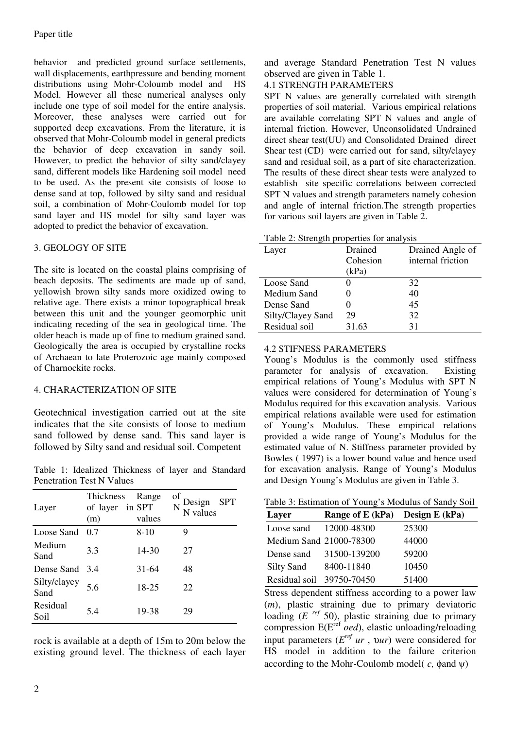behavior and predicted ground surface settlements, wall displacements, earthpressure and bending moment distributions using Mohr-Coloumb model and HS Model. However all these numerical analyses only include one type of soil model for the entire analysis. Moreover, these analyses were carried out for supported deep excavations. From the literature, it is observed that Mohr-Coloumb model in general predicts the behavior of deep excavation in sandy soil. However, to predict the behavior of silty sand/clayey sand, different models like Hardening soil model need to be used. As the present site consists of loose to dense sand at top, followed by silty sand and residual soil, a combination of Mohr-Coulomb model for top sand layer and HS model for silty sand layer was adopted to predict the behavior of excavation.

## 3. GEOLOGY OF SITE

The site is located on the coastal plains comprising of beach deposits. The sediments are made up of sand, yellowish brown silty sands more oxidized owing to relative age. There exists a minor topographical break between this unit and the younger geomorphic unit indicating receding of the sea in geological time. The older beach is made up of fine to medium grained sand. Geologically the area is occupied by crystalline rocks of Archaean to late Proterozoic age mainly composed of Charnockite rocks.

## 4. CHARACTERIZATION OF SITE

Geotechnical investigation carried out at the site indicates that the site consists of loose to medium sand followed by dense sand. This sand layer is followed by Silty sand and residual soil. Competent rock is available at a depth of 15m to 20m below the existing ground level. The thickness of each layer and average Standard Penetration Test N values observed are given in Table 1.

Table 1: Idealized Thickness of layer and Standard Penetration Test N Values

| Layer | Thickness of layer (m) | Range of N in SPT values | Design SPT N values |
|---|---|---|---|
| Loose Sand | 0.7 | 8-10 | 9 |
| Medium Sand | 3.3 | 14-30 | 27 |
| Dense Sand | 3.4 | 31-64 | 48 |
| Silty/clayey Sand | 5.6 | 18-25 | 22 |
| Residual Soil | 5.4 | 19-38 | 29 |

### 4.1 STRENGTH PARAMETERS

SPT N values are generally correlated with strength properties of soil material. Various empirical relations are available correlating SPT N values and angle of internal friction. However, Unconsolidated Undrained direct shear test(UU) and Consolidated Drained direct Shear test (CD) were carried out for sand, silty/clayey sand and residual soil, as a part of site characterization. The results of these direct shear tests were analyzed to establish site specific correlations between corrected SPT N values and strength parameters namely cohesion and angle of internal friction.The strength properties for various soil layers are given in Table 2.

Table 2: Strength properties for analysis

| Layer | Drained Cohesion (kPa) | Drained Angle of internal friction |
|---|---|---|
| Loose Sand | 0 | 32 |
| Medium Sand | 0 | 40 |
| Dense Sand | 0 | 45 |
| Silty/Clayey Sand | 29 | 32 |
| Residual soil | 31.63 | 31 |

### 4.2 STIFNESS PARAMETERS

Young's Modulus is the commonly used stiffness parameter for analysis of excavation. Existing empirical relations of Young's Modulus with SPT N values were considered for determination of Young's Modulus required for this excavation analysis. Various empirical relations available were used for estimation of Young's Modulus. These empirical relations provided a wide range of Young's Modulus for the estimated value of N. Stiffness parameter provided by Bowles ( 1997) is a lower bound value and hence used for excavation analysis. Range of Young's Modulus and Design Young's Modulus are given in Table 3.

Table 3: Estimation of Young's Modulus of Sandy Soil

| Layer | Range of E (kPa) | Design E (kPa) |
|---|---|---|
| Loose sand | 12000-48300 | 25300 |
| Medium Sand | 21000-78300 | 44000 |
| Dense sand | 31500-139200 | 59200 |
| Silty Sand | 8400-11840 | 10450 |
| Residual soil | 39750-70450 | 51400 |

Stress dependent stiffness according to a power law ($m$), plastic straining due to primary deviatoric loading ($E^{ref}$ 50), plastic straining due to primary compression E($E^{ref}$ $oed$), elastic unloading/reloading input parameters ($E^{ref}$ $ur$ , $\upsilon ur$) were considered for HS model in addition to the failure criterion according to the Mohr-Coulomb model( $c$, $\phi$and $\psi$)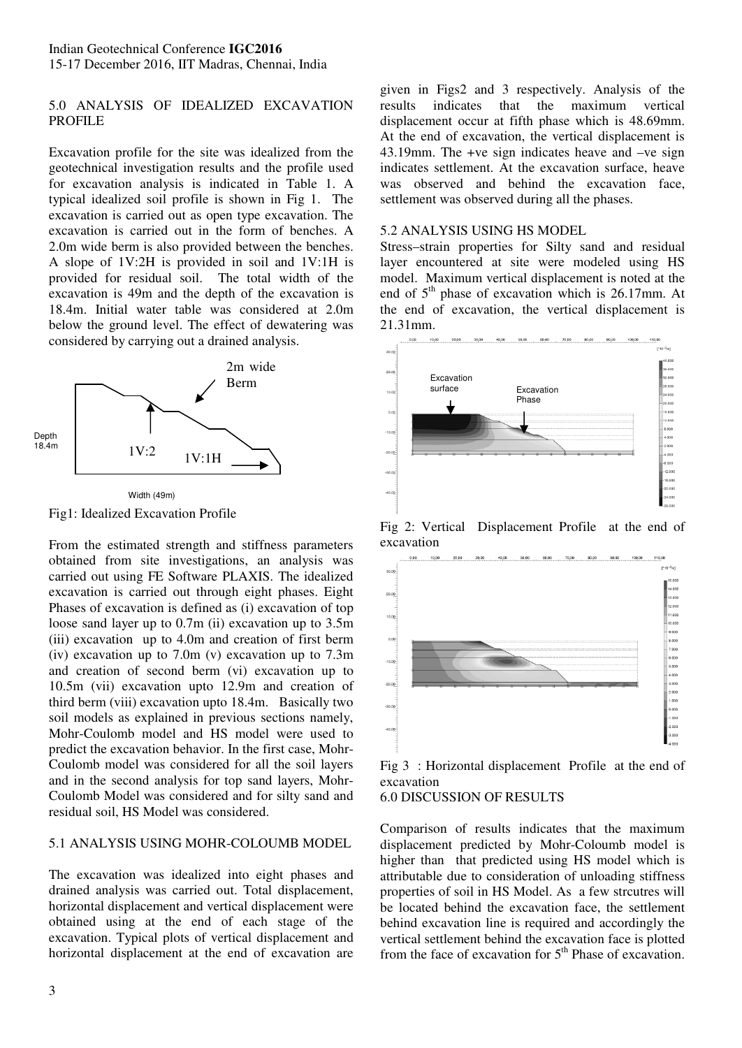## 5.0 ANALYSIS OF IDEALIZED EXCAVATION PROFILE

Excavation profile for the site was idealized from the geotechnical investigation results and the profile used for excavation analysis is indicated in Table 1. A typical idealized soil profile is shown in Fig 1. The excavation is carried out as open type excavation. The excavation is carried out in the form of benches. A 2.0m wide berm is also provided between the benches. A slope of 1V:2H is provided in soil and 1V:1H is provided for residual soil. The total width of the excavation is 49m and the depth of the excavation is 18.4m. Initial water table was considered at 2.0m below the ground level. The effect of dewatering was considered by carrying out a drained analysis.

Fig1: Idealized Excavation Profile

From the estimated strength and stiffness parameters obtained from site investigations, an analysis was carried out using FE Software PLAXIS. The idealized excavation is carried out through eight phases. Eight Phases of excavation is defined as (i) excavation of top loose sand layer up to 0.7m (ii) excavation up to 3.5m (iii) excavation up to 4.0m and creation of first berm (iv) excavation up to 7.0m (v) excavation up to 7.3m and creation of second berm (vi) excavation up to 10.5m (vii) excavation upto 12.9m and creation of third berm (viii) excavation upto 18.4m. Basically two soil models as explained in previous sections namely, Mohr-Coulomb model and HS model were used to predict the excavation behavior. In the first case, Mohr-Coulomb model was considered for all the soil layers and in the second analysis for top sand layers, Mohr-Coulomb Model was considered and for silty sand and residual soil, HS Model was considered.

### 5.1 ANALYSIS USING MOHR-COLOUMB MODEL

The excavation was idealized into eight phases and drained analysis was carried out. Total displacement, horizontal displacement and vertical displacement were obtained using at the end of each stage of the excavation. Typical plots of vertical displacement and horizontal displacement at the end of excavation are given in Figs2 and 3 respectively. Analysis of the results indicates that the maximum vertical displacement occur at fifth phase which is 48.69mm. At the end of excavation, the vertical displacement is 43.19mm. The +ve sign indicates heave and –ve sign indicates settlement. At the excavation surface, heave was observed and behind the excavation face, settlement was observed during all the phases.

### 5.2 ANALYSIS USING HS MODEL

Stress–strain properties for Silty sand and residual layer encountered at site were modeled using HS model. Maximum vertical displacement is noted at the end of 5th phase of excavation which is 26.17mm. At the end of excavation, the vertical displacement is 21.31mm.

Fig 2: Vertical Displacement Profile at the end of excavation

Fig 3 : Horizontal displacement Profile at the end of excavation

## 6.0 DISCUSSION OF RESULTS

Comparison of results indicates that the maximum displacement predicted by Mohr-Coloumb model is higher than that predicted using HS model which is attributable due to consideration of unloading stiffness properties of soil in HS Model. As a few strcutres will be located behind the excavation face, the settlement behind excavation line is required and accordingly the vertical settlement behind the excavation face is plotted from the face of excavation for 5th Phase of excavation.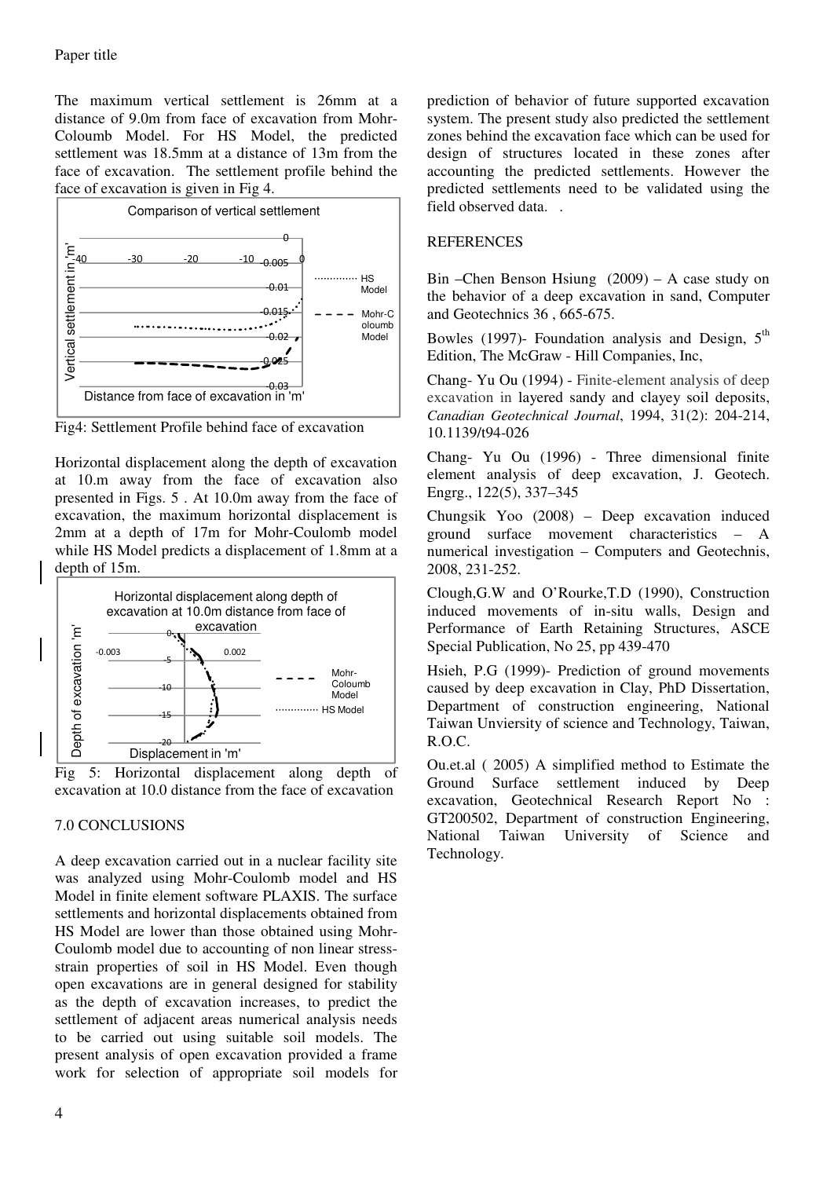The maximum vertical settlement is 26mm at a distance of 9.0m from face of excavation from Mohr-Coloumb Model. For HS Model, the predicted settlement was 18.5mm at a distance of 13m from the face of excavation. The settlement profile behind the face of excavation is given in Fig 4.

Comparison of vertical settlement

Vertical settlement in 'm'

Distance from face of excavation in 'm'

0
-40
-30
-20
-10
-0.005
0
-0.01
-0.015
-0.02
-0.025
-0.03

HS Model

Mohr-Coloumb Model

Fig4: Settlement Profile behind face of excavation

Horizontal displacement along the depth of excavation at 10.m away from the face of excavation also presented in Figs. 5 . At 10.0m away from the face of excavation, the maximum horizontal displacement is 2mm at a depth of 17m for Mohr-Coulomb model while HS Model predicts a displacement of 1.8mm at a depth of 15m.

Horizontal displacement along depth of excavation at 10.0m distance from face of excavation

Depth of excavation 'm'

Displacement in 'm'

0
-0.003
0.002
-5
-10
-15
-20

Mohr-Coloumb Model

HS Model

Fig 5: Horizontal displacement along depth of excavation at 10.0 distance from the face of excavation

## 7.0 CONCLUSIONS

A deep excavation carried out in a nuclear facility site was analyzed using Mohr-Coulomb model and HS Model in finite element software PLAXIS. The surface settlements and horizontal displacements obtained from HS Model are lower than those obtained using Mohr-Coulomb model due to accounting of non linear stress-strain properties of soil in HS Model. Even though open excavations are in general designed for stability as the depth of excavation increases, to predict the settlement of adjacent areas numerical analysis needs to be carried out using suitable soil models. The present analysis of open excavation provided a frame work for selection of appropriate soil models for prediction of behavior of future supported excavation system. The present study also predicted the settlement zones behind the excavation face which can be used for design of structures located in these zones after accounting the predicted settlements. However the predicted settlements need to be validated using the field observed data. .

## REFERENCES

Bin –Chen Benson Hsiung (2009) – A case study on the behavior of a deep excavation in sand, Computer and Geotechnics 36 , 665-675.

Bowles (1997)- Foundation analysis and Design, 5[th] Edition, The McGraw - Hill Companies, Inc,

Chang- Yu Ou (1994) - Finite-element analysis of deep excavation in layered sandy and clayey soil deposits, *Canadian Geotechnical Journal*, 1994, 31(2): 204-214, 10.1139/t94-026

Chang- Yu Ou (1996) - Three dimensional finite element analysis of deep excavation, J. Geotech. Engrg., 122(5), 337–345

Chungsik Yoo (2008) – Deep excavation induced ground surface movement characteristics – A numerical investigation – Computers and Geotechnis, 2008, 231-252.

Clough,G.W and O'Rourke,T.D (1990), Construction induced movements of in-situ walls, Design and Performance of Earth Retaining Structures, ASCE Special Publication, No 25, pp 439-470

Hsieh, P.G (1999)- Prediction of ground movements caused by deep excavation in Clay, PhD Dissertation, Department of construction engineering, National Taiwan Unviersity of science and Technology, Taiwan, R.O.C.

Ou.et.al ( 2005) A simplified method to Estimate the Ground Surface settlement induced by Deep excavation, Geotechnical Research Report No : GT200502, Department of construction Engineering, National Taiwan University of Science and Technology.